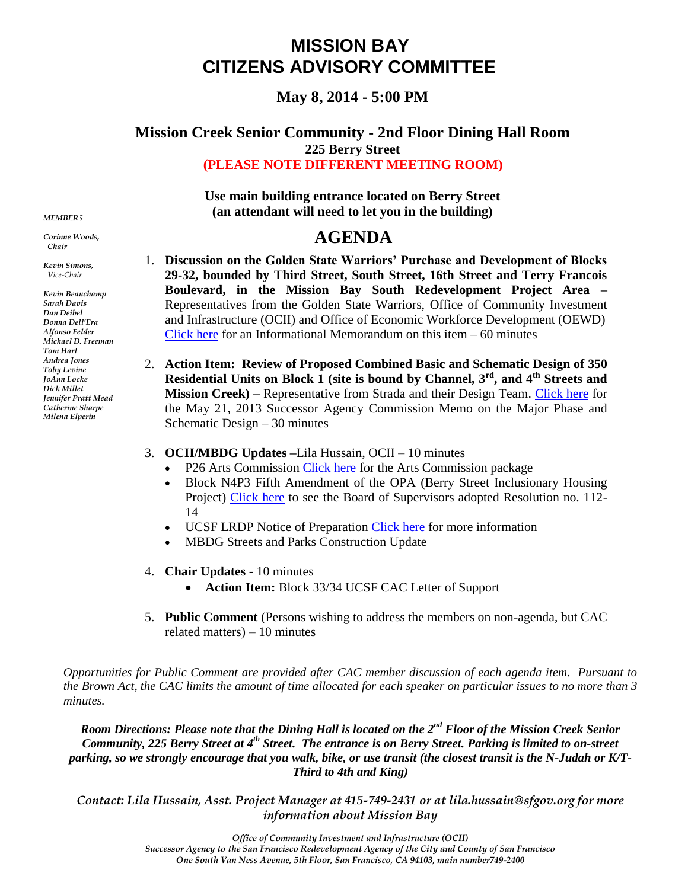# MISSION BAY
# CITIZENS ADVISORY COMMITTEE

## May 8, 2014 - 5:00 PM

### Mission Creek Senior Community - 2nd Floor Dining Hall Room

**225 Berry Street**

**(PLEASE NOTE DIFFERENT MEETING ROOM)**

**Use main building entrance located on Berry Street**
**(an attendant will need to let you in the building)**

*MEMBERS*

*Corinne Woods, Chair*

*Kevin Simons, Vice-Chair*

*Kevin Beauchamp*
*Sarah Davis*
*Dan Deibel*
*Donna Dell'Era*
*Alfonso Felder*
*Michael D. Freeman*
*Tom Hart*
*Andrea Jones*
*Toby Levine*
*JoAnn Locke*
*Dick Millet*
*Jennifer Pratt Mead*
*Catherine Sharpe*
*Milena Elperin*

## AGENDA

1. **Discussion on the Golden State Warriors' Purchase and Development of Blocks 29-32, bounded by Third Street, South Street, 16th Street and Terry Francois Boulevard, in the Mission Bay South Redevelopment Project Area –** Representatives from the Golden State Warriors, Office of Community Investment and Infrastructure (OCII) and Office of Economic Workforce Development (OEWD) Click here for an Informational Memorandum on this item – 60 minutes

2. **Action Item: Review of Proposed Combined Basic and Schematic Design of 350 Residential Units on Block 1 (site is bound by Channel, 3rd, and 4th Streets and Mission Creek)** – Representative from Strada and their Design Team. Click here for the May 21, 2013 Successor Agency Commission Memo on the Major Phase and Schematic Design – 30 minutes

3. **OCII/MBDG Updates** –Lila Hussain, OCII – 10 minutes
   - P26 Arts Commission Click here for the Arts Commission package
   - Block N4P3 Fifth Amendment of the OPA (Berry Street Inclusionary Housing Project) Click here to see the Board of Supervisors adopted Resolution no. 112-14
   - UCSF LRDP Notice of Preparation Click here for more information
   - MBDG Streets and Parks Construction Update

4. **Chair Updates** - 10 minutes
   - **Action Item:** Block 33/34 UCSF CAC Letter of Support

5. **Public Comment** (Persons wishing to address the members on non-agenda, but CAC related matters) – 10 minutes

*Opportunities for Public Comment are provided after CAC member discussion of each agenda item. Pursuant to the Brown Act, the CAC limits the amount of time allocated for each speaker on particular issues to no more than 3 minutes.*

***Room Directions: Please note that the Dining Hall is located on the 2nd Floor of the Mission Creek Senior Community, 225 Berry Street at 4th Street. The entrance is on Berry Street. Parking is limited to on-street parking, so we strongly encourage that you walk, bike, or use transit (the closest transit is the N-Judah or K/T-Third to 4th and King)***

*Contact: Lila Hussain, Asst. Project Manager at 415-749-2431 or at lila.hussain@sfgov.org for more information about Mission Bay*

*Office of Community Investment and Infrastructure (OCII)*
*Successor Agency to the San Francisco Redevelopment Agency of the City and County of San Francisco*
*One South Van Ness Avenue, 5th Floor, San Francisco, CA 94103, main number749-2400*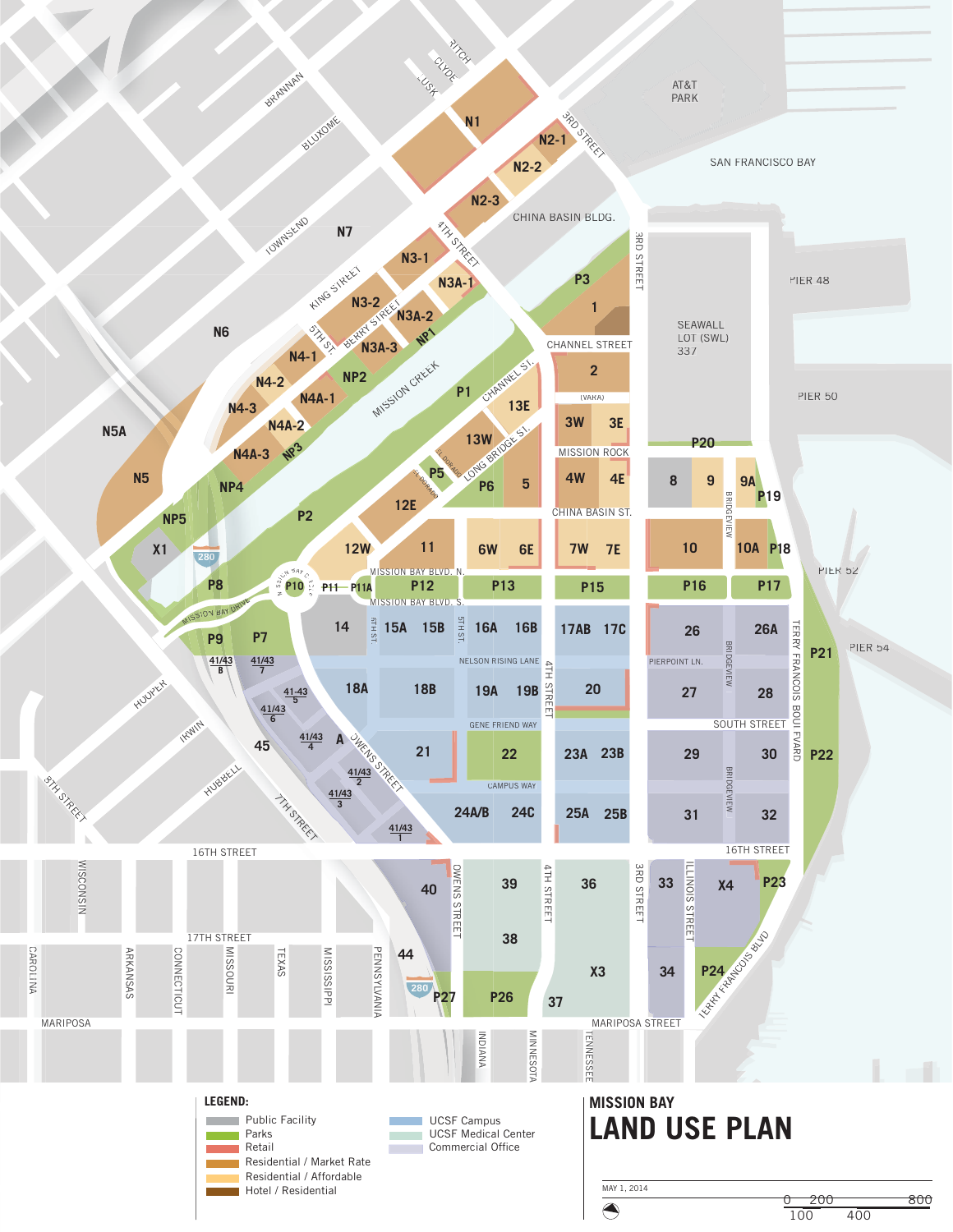# MISSION BAY LAND USE PLAN

MAY 1, 2014

**LEGEND:**

- Public Facility
- Parks
- Retail
- Residential / Market Rate
- Residential / Affordable
- Hotel / Residential
- UCSF Campus
- UCSF Medical Center
- Commercial Office

0 100 200 400 800